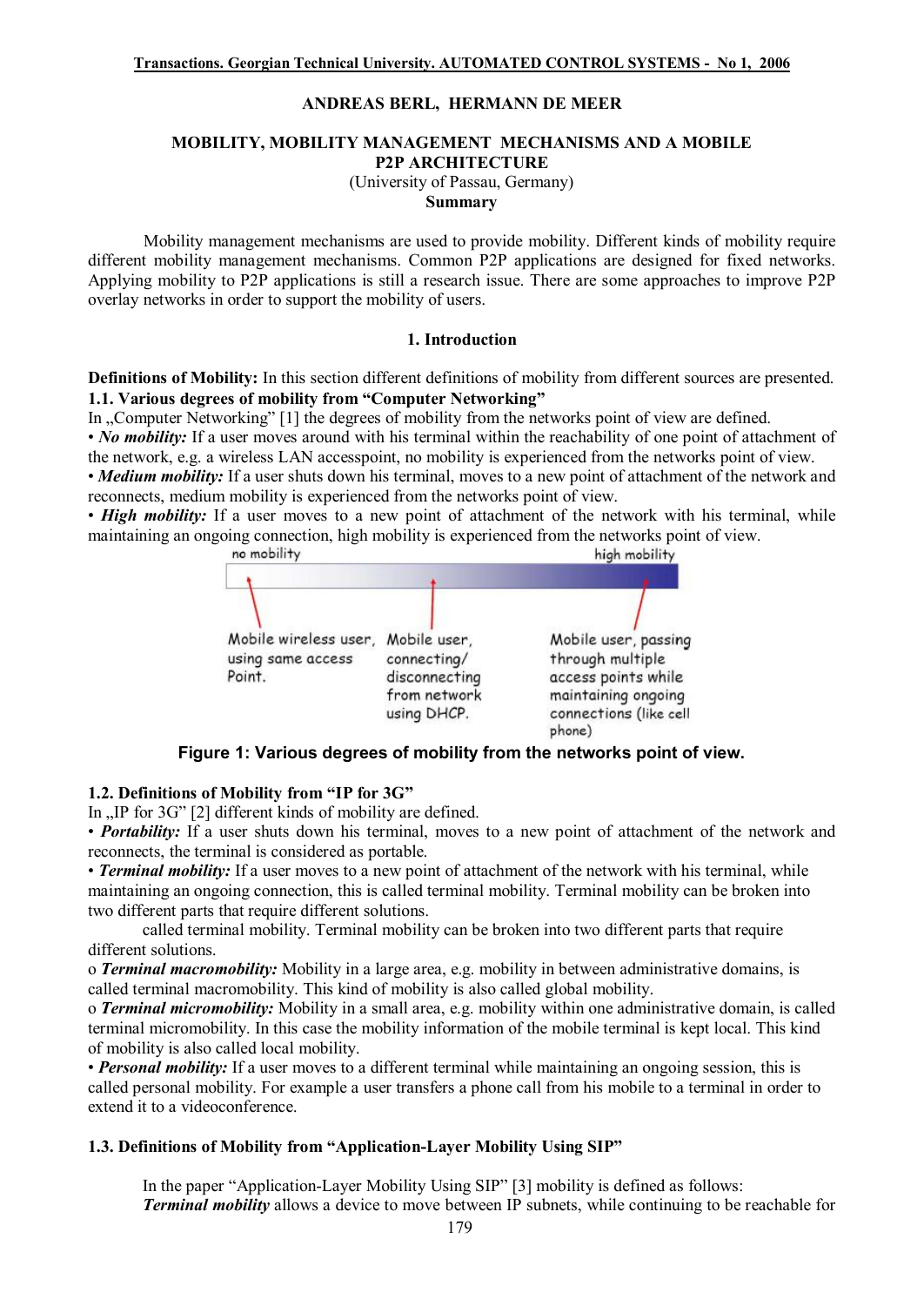**Transactions. Georgian Technical University. AUTOMATED CONTROL SYSTEMS - No 1, 2006**

ANDREAS BERL, HERMANN DE MEER

# MOBILITY, MOBILITY MANAGEMENT MECHANISMS AND A MOBILE P2P ARCHITECTURE

(University of Passau, Germany)

**Summary**

Mobility management mechanisms are used to provide mobility. Different kinds of mobility require different mobility management mechanisms. Common P2P applications are designed for fixed networks. Applying mobility to P2P applications is still a research issue. There are some approaches to improve P2P overlay networks in order to support the mobility of users.

## 1. Introduction

**Definitions of Mobility:** In this section different definitions of mobility from different sources are presented.

### 1.1. Various degrees of mobility from "Computer Networking"

In „Computer Networking" [1] the degrees of mobility from the networks point of view are defined.

• ***No mobility:*** If a user moves around with his terminal within the reachability of one point of attachment of the network, e.g. a wireless LAN accesspoint, no mobility is experienced from the networks point of view.

• ***Medium mobility:*** If a user shuts down his terminal, moves to a new point of attachment of the network and reconnects, medium mobility is experienced from the networks point of view.

• ***High mobility:*** If a user moves to a new point of attachment of the network with his terminal, while maintaining an ongoing connection, high mobility is experienced from the networks point of view.

no mobility — high mobility

Mobile wireless user, using same access Point. | Mobile user, connecting/ disconnecting from network using DHCP. | Mobile user, passing through multiple access points while maintaining ongoing connections (like cell phone)

**Figure 1: Various degrees of mobility from the networks point of view.**

### 1.2. Definitions of Mobility from "IP for 3G"

In „IP for 3G" [2] different kinds of mobility are defined.

• ***Portability:*** If a user shuts down his terminal, moves to a new point of attachment of the network and reconnects, the terminal is considered as portable.

• ***Terminal mobility:*** If a user moves to a new point of attachment of the network with his terminal, while maintaining an ongoing connection, this is called terminal mobility. Terminal mobility can be broken into two different parts that require different solutions.

called terminal mobility. Terminal mobility can be broken into two different parts that require different solutions.

o ***Terminal macromobility:*** Mobility in a large area, e.g. mobility in between administrative domains, is called terminal macromobility. This kind of mobility is also called global mobility.

o ***Terminal micromobility:*** Mobility in a small area, e.g. mobility within one administrative domain, is called terminal micromobility. In this case the mobility information of the mobile terminal is kept local. This kind of mobility is also called local mobility.

• ***Personal mobility:*** If a user moves to a different terminal while maintaining an ongoing session, this is called personal mobility. For example a user transfers a phone call from his mobile to a terminal in order to extend it to a videoconference.

### 1.3. Definitions of Mobility from "Application-Layer Mobility Using SIP"

In the paper "Application-Layer Mobility Using SIP" [3] mobility is defined as follows:

***Terminal mobility*** allows a device to move between IP subnets, while continuing to be reachable for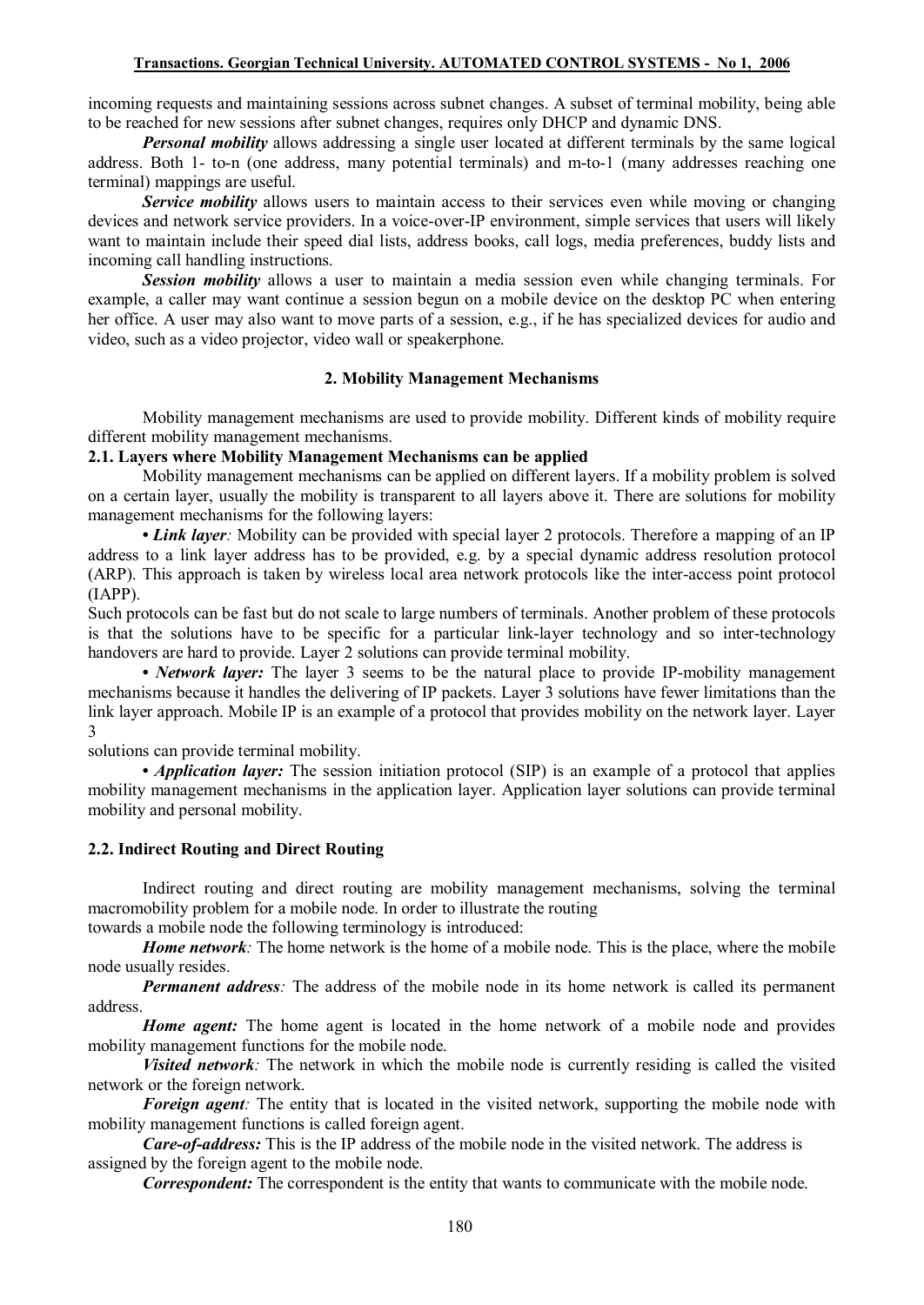incoming requests and maintaining sessions across subnet changes. A subset of terminal mobility, being able to be reached for new sessions after subnet changes, requires only DHCP and dynamic DNS.

***Personal mobility*** allows addressing a single user located at different terminals by the same logical address. Both 1- to-n (one address, many potential terminals) and m-to-1 (many addresses reaching one terminal) mappings are useful.

***Service mobility*** allows users to maintain access to their services even while moving or changing devices and network service providers. In a voice-over-IP environment, simple services that users will likely want to maintain include their speed dial lists, address books, call logs, media preferences, buddy lists and incoming call handling instructions.

***Session mobility*** allows a user to maintain a media session even while changing terminals. For example, a caller may want continue a session begun on a mobile device on the desktop PC when entering her office. A user may also want to move parts of a session, e.g., if he has specialized devices for audio and video, such as a video projector, video wall or speakerphone.

## 2. Mobility Management Mechanisms

Mobility management mechanisms are used to provide mobility. Different kinds of mobility require different mobility management mechanisms.

### 2.1. Layers where Mobility Management Mechanisms can be applied

Mobility management mechanisms can be applied on different layers. If a mobility problem is solved on a certain layer, usually the mobility is transparent to all layers above it. There are solutions for mobility management mechanisms for the following layers:

• ***Link layer**:* Mobility can be provided with special layer 2 protocols. Therefore a mapping of an IP address to a link layer address has to be provided, e.g. by a special dynamic address resolution protocol (ARP). This approach is taken by wireless local area network protocols like the inter-access point protocol (IAPP).

Such protocols can be fast but do not scale to large numbers of terminals. Another problem of these protocols is that the solutions have to be specific for a particular link-layer technology and so inter-technology handovers are hard to provide. Layer 2 solutions can provide terminal mobility.

• ***Network layer:*** The layer 3 seems to be the natural place to provide IP-mobility management mechanisms because it handles the delivering of IP packets. Layer 3 solutions have fewer limitations than the link layer approach. Mobile IP is an example of a protocol that provides mobility on the network layer. Layer 3 solutions can provide terminal mobility.

• ***Application layer:*** The session initiation protocol (SIP) is an example of a protocol that applies mobility management mechanisms in the application layer. Application layer solutions can provide terminal mobility and personal mobility.

### 2.2. Indirect Routing and Direct Routing

Indirect routing and direct routing are mobility management mechanisms, solving the terminal macromobility problem for a mobile node. In order to illustrate the routing towards a mobile node the following terminology is introduced:

***Home network**:* The home network is the home of a mobile node. This is the place, where the mobile node usually resides.

***Permanent address**:* The address of the mobile node in its home network is called its permanent address.

***Home agent:*** The home agent is located in the home network of a mobile node and provides mobility management functions for the mobile node.

***Visited network**:* The network in which the mobile node is currently residing is called the visited network or the foreign network.

***Foreign agent**:* The entity that is located in the visited network, supporting the mobile node with mobility management functions is called foreign agent.

***Care-of-address:*** This is the IP address of the mobile node in the visited network. The address is assigned by the foreign agent to the mobile node.

***Correspondent:*** The correspondent is the entity that wants to communicate with the mobile node.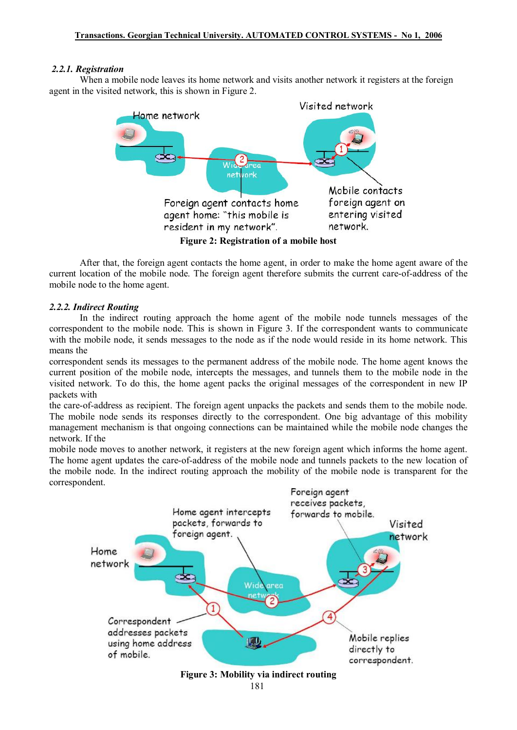### *2.2.1. Registration*

When a mobile node leaves its home network and visits another network it registers at the foreign agent in the visited network, this is shown in Figure 2.

**Figure 2: Registration of a mobile host**

After that, the foreign agent contacts the home agent, in order to make the home agent aware of the current location of the mobile node. The foreign agent therefore submits the current care-of-address of the mobile node to the home agent.

### *2.2.2. Indirect Routing*

In the indirect routing approach the home agent of the mobile node tunnels messages of the correspondent to the mobile node. This is shown in Figure 3. If the correspondent wants to communicate with the mobile node, it sends messages to the node as if the node would reside in its home network. This means the correspondent sends its messages to the permanent address of the mobile node. The home agent knows the current position of the mobile node, intercepts the messages, and tunnels them to the mobile node in the visited network. To do this, the home agent packs the original messages of the correspondent in new IP packets with the care-of-address as recipient. The foreign agent unpacks the packets and sends them to the mobile node. The mobile node sends its responses directly to the correspondent. One big advantage of this mobility management mechanism is that ongoing connections can be maintained while the mobile node changes the network. If the mobile node moves to another network, it registers at the new foreign agent which informs the home agent. The home agent updates the care-of-address of the mobile node and tunnels packets to the new location of the mobile node. In the indirect routing approach the mobility of the mobile node is transparent for the correspondent.

**Figure 3: Mobility via indirect routing**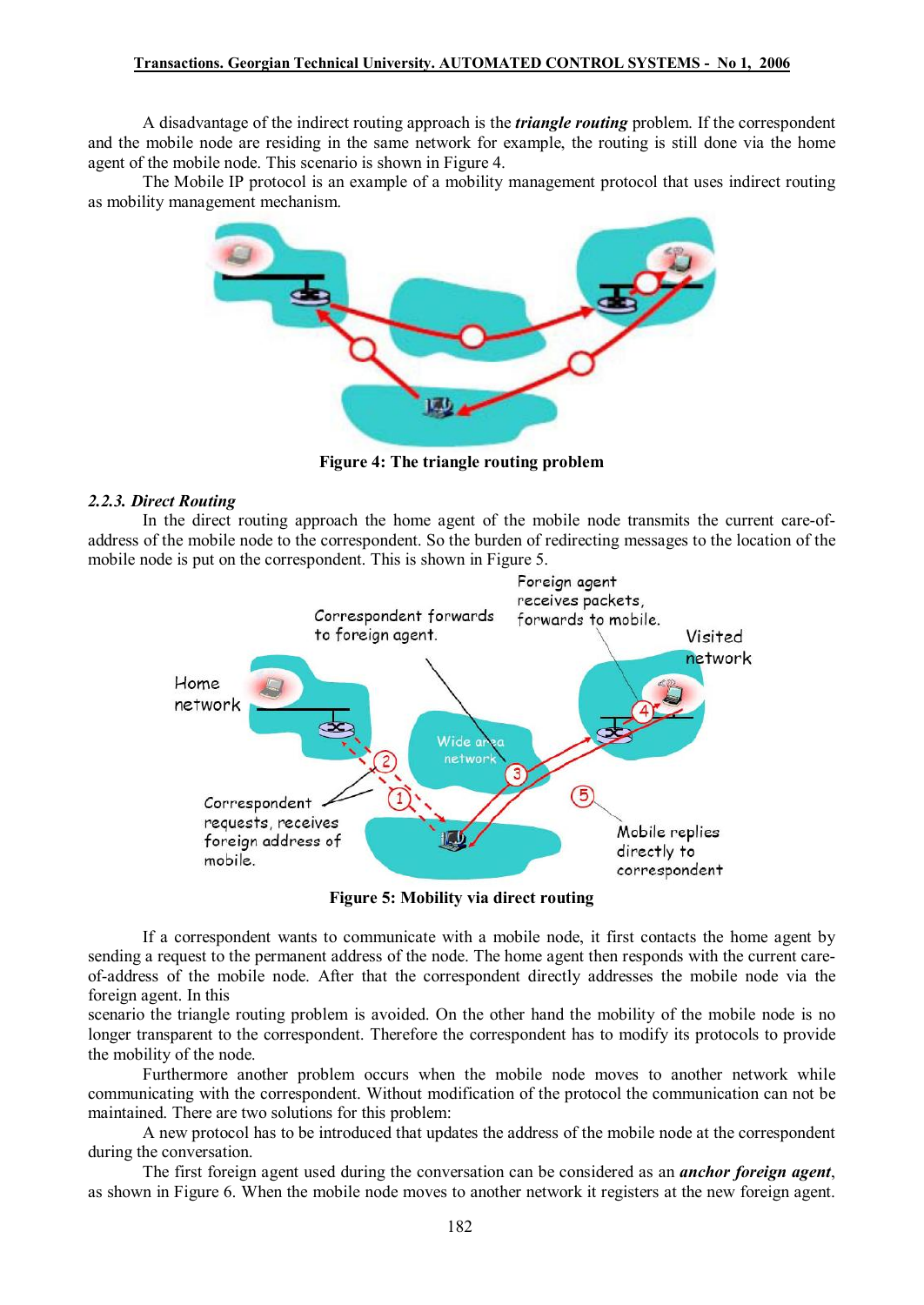A disadvantage of the indirect routing approach is the ***triangle routing*** problem. If the correspondent and the mobile node are residing in the same network for example, the routing is still done via the home agent of the mobile node. This scenario is shown in Figure 4.

The Mobile IP protocol is an example of a mobility management protocol that uses indirect routing as mobility management mechanism.

**Figure 4: The triangle routing problem**

### *2.2.3. Direct Routing*

In the direct routing approach the home agent of the mobile node transmits the current care-of-address of the mobile node to the correspondent. So the burden of redirecting messages to the location of the mobile node is put on the correspondent. This is shown in Figure 5.

**Figure 5: Mobility via direct routing**

If a correspondent wants to communicate with a mobile node, it first contacts the home agent by sending a request to the permanent address of the node. The home agent then responds with the current care-of-address of the mobile node. After that the correspondent directly addresses the mobile node via the foreign agent. In this scenario the triangle routing problem is avoided. On the other hand the mobility of the mobile node is no longer transparent to the correspondent. Therefore the correspondent has to modify its protocols to provide the mobility of the node.

Furthermore another problem occurs when the mobile node moves to another network while communicating with the correspondent. Without modification of the protocol the communication can not be maintained. There are two solutions for this problem:

A new protocol has to be introduced that updates the address of the mobile node at the correspondent during the conversation.

The first foreign agent used during the conversation can be considered as an ***anchor foreign agent***, as shown in Figure 6. When the mobile node moves to another network it registers at the new foreign agent.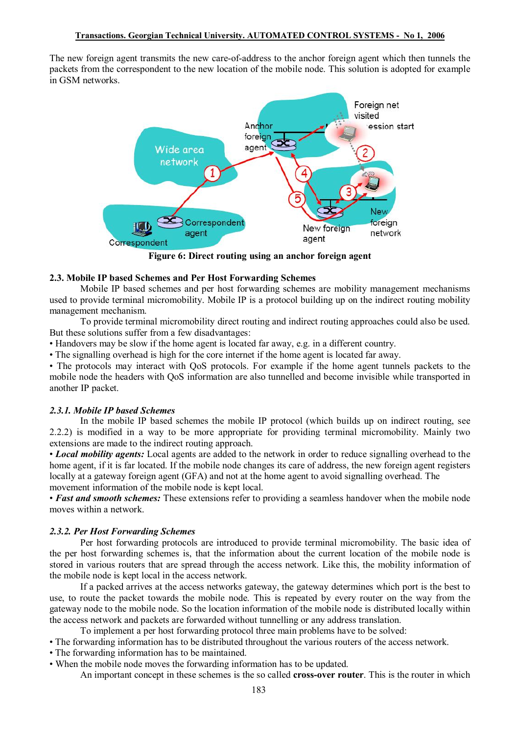The new foreign agent transmits the new care-of-address to the anchor foreign agent which then tunnels the packets from the correspondent to the new location of the mobile node. This solution is adopted for example in GSM networks.

Figure 6: Direct routing using an anchor foreign agent

### 2.3. Mobile IP based Schemes and Per Host Forwarding Schemes

Mobile IP based schemes and per host forwarding schemes are mobility management mechanisms used to provide terminal micromobility. Mobile IP is a protocol building up on the indirect routing mobility management mechanism.

To provide terminal micromobility direct routing and indirect routing approaches could also be used. But these solutions suffer from a few disadvantages:

- Handovers may be slow if the home agent is located far away, e.g. in a different country.
- The signalling overhead is high for the core internet if the home agent is located far away.
- The protocols may interact with QoS protocols. For example if the home agent tunnels packets to the mobile node the headers with QoS information are also tunnelled and become invisible while transported in another IP packet.

#### *2.3.1. Mobile IP based Schemes*

In the mobile IP based schemes the mobile IP protocol (which builds up on indirect routing, see 2.2.2) is modified in a way to be more appropriate for providing terminal micromobility. Mainly two extensions are made to the indirect routing approach.

- ***Local mobility agents:*** Local agents are added to the network in order to reduce signalling overhead to the home agent, if it is far located. If the mobile node changes its care of address, the new foreign agent registers locally at a gateway foreign agent (GFA) and not at the home agent to avoid signalling overhead. The movement information of the mobile node is kept local.
- ***Fast and smooth schemes:*** These extensions refer to providing a seamless handover when the mobile node moves within a network.

#### *2.3.2. Per Host Forwarding Schemes*

Per host forwarding protocols are introduced to provide terminal micromobility. The basic idea of the per host forwarding schemes is, that the information about the current location of the mobile node is stored in various routers that are spread through the access network. Like this, the mobility information of the mobile node is kept local in the access network.

If a packed arrives at the access networks gateway, the gateway determines which port is the best to use, to route the packet towards the mobile node. This is repeated by every router on the way from the gateway node to the mobile node. So the location information of the mobile node is distributed locally within the access network and packets are forwarded without tunnelling or any address translation.

To implement a per host forwarding protocol three main problems have to be solved:

- The forwarding information has to be distributed throughout the various routers of the access network.
- The forwarding information has to be maintained.
- When the mobile node moves the forwarding information has to be updated.

An important concept in these schemes is the so called **cross-over router**. This is the router in which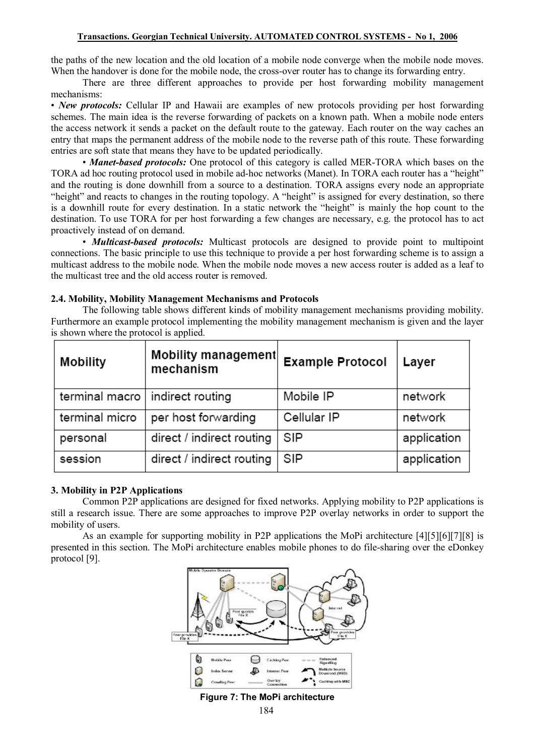the paths of the new location and the old location of a mobile node converge when the mobile node moves. When the handover is done for the mobile node, the cross-over router has to change its forwarding entry.

There are three different approaches to provide per host forwarding mobility management mechanisms:

• ***New protocols:*** Cellular IP and Hawaii are examples of new protocols providing per host forwarding schemes. The main idea is the reverse forwarding of packets on a known path. When a mobile node enters the access network it sends a packet on the default route to the gateway. Each router on the way caches an entry that maps the permanent address of the mobile node to the reverse path of this route. These forwarding entries are soft state that means they have to be updated periodically.

• ***Manet-based protocols:*** One protocol of this category is called MER-TORA which bases on the TORA ad hoc routing protocol used in mobile ad-hoc networks (Manet). In TORA each router has a "height" and the routing is done downhill from a source to a destination. TORA assigns every node an appropriate "height" and reacts to changes in the routing topology. A "height" is assigned for every destination, so there is a downhill route for every destination. In a static network the "height" is mainly the hop count to the destination. To use TORA for per host forwarding a few changes are necessary, e.g. the protocol has to act proactively instead of on demand.

• ***Multicast-based protocols:*** Multicast protocols are designed to provide point to multipoint connections. The basic principle to use this technique to provide a per host forwarding scheme is to assign a multicast address to the mobile node. When the mobile node moves a new access router is added as a leaf to the multicast tree and the old access router is removed.

### 2.4. Mobility, Mobility Management Mechanisms and Protocols

The following table shows different kinds of mobility management mechanisms providing mobility. Furthermore an example protocol implementing the mobility management mechanism is given and the layer is shown where the protocol is applied.

| Mobility | Mobility management mechanism | Example Protocol | Layer |
|---|---|---|---|
| terminal macro | indirect routing | Mobile IP | network |
| terminal micro | per host forwarding | Cellular IP | network |
| personal | direct / indirect routing | SIP | application |
| session | direct / indirect routing | SIP | application |

## 3. Mobility in P2P Applications

Common P2P applications are designed for fixed networks. Applying mobility to P2P applications is still a research issue. There are some approaches to improve P2P overlay networks in order to support the mobility of users.

As an example for supporting mobility in P2P applications the MoPi architecture [4][5][6][7][8] is presented in this section. The MoPi architecture enables mobile phones to do file-sharing over the eDonkey protocol [9].

**Figure 7: The MoPi architecture**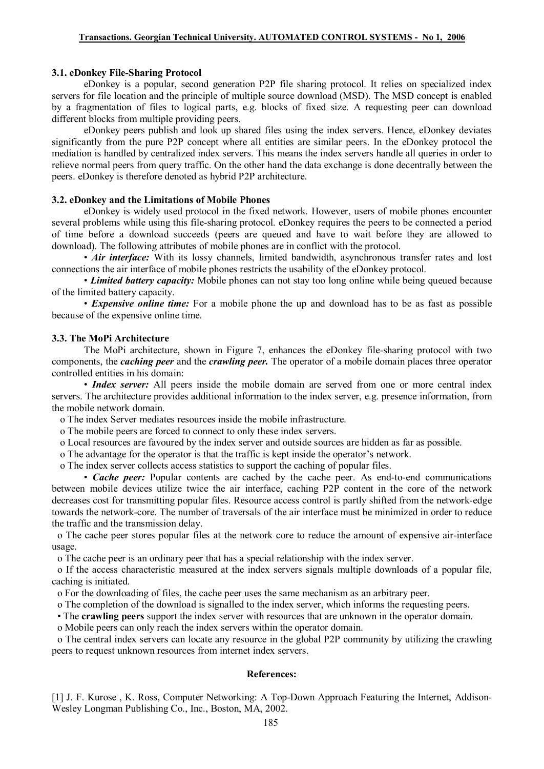### 3.1. eDonkey File-Sharing Protocol

eDonkey is a popular, second generation P2P file sharing protocol. It relies on specialized index servers for file location and the principle of multiple source download (MSD). The MSD concept is enabled by a fragmentation of files to logical parts, e.g. blocks of fixed size. A requesting peer can download different blocks from multiple providing peers.

eDonkey peers publish and look up shared files using the index servers. Hence, eDonkey deviates significantly from the pure P2P concept where all entities are similar peers. In the eDonkey protocol the mediation is handled by centralized index servers. This means the index servers handle all queries in order to relieve normal peers from query traffic. On the other hand the data exchange is done decentrally between the peers. eDonkey is therefore denoted as hybrid P2P architecture.

### 3.2. eDonkey and the Limitations of Mobile Phones

eDonkey is widely used protocol in the fixed network. However, users of mobile phones encounter several problems while using this file-sharing protocol. eDonkey requires the peers to be connected a period of time before a download succeeds (peers are queued and have to wait before they are allowed to download). The following attributes of mobile phones are in conflict with the protocol.

• ***Air interface:*** With its lossy channels, limited bandwidth, asynchronous transfer rates and lost connections the air interface of mobile phones restricts the usability of the eDonkey protocol.

• ***Limited battery capacity:*** Mobile phones can not stay too long online while being queued because of the limited battery capacity.

• ***Expensive online time:*** For a mobile phone the up and download has to be as fast as possible because of the expensive online time.

### 3.3. The MoPi Architecture

The MoPi architecture, shown in Figure 7, enhances the eDonkey file-sharing protocol with two components, the ***caching peer*** and the ***crawling peer.*** The operator of a mobile domain places three operator controlled entities in his domain:

• ***Index server:*** All peers inside the mobile domain are served from one or more central index servers. The architecture provides additional information to the index server, e.g. presence information, from the mobile network domain.

o The index Server mediates resources inside the mobile infrastructure.
o The mobile peers are forced to connect to only these index servers.
o Local resources are favoured by the index server and outside sources are hidden as far as possible.
o The advantage for the operator is that the traffic is kept inside the operator's network.
o The index server collects access statistics to support the caching of popular files.

• ***Cache peer:*** Popular contents are cached by the cache peer. As end-to-end communications between mobile devices utilize twice the air interface, caching P2P content in the core of the network decreases cost for transmitting popular files. Resource access control is partly shifted from the network-edge towards the network-core. The number of traversals of the air interface must be minimized in order to reduce the traffic and the transmission delay.

o The cache peer stores popular files at the network core to reduce the amount of expensive air-interface usage.
o The cache peer is an ordinary peer that has a special relationship with the index server.
o If the access characteristic measured at the index servers signals multiple downloads of a popular file, caching is initiated.
o For the downloading of files, the cache peer uses the same mechanism as an arbitrary peer.
o The completion of the download is signalled to the index server, which informs the requesting peers.

• The **crawling peers** support the index server with resources that are unknown in the operator domain.

o Mobile peers can only reach the index servers within the operator domain.
o The central index servers can locate any resource in the global P2P community by utilizing the crawling peers to request unknown resources from internet index servers.

**References:**

[1] J. F. Kurose , K. Ross, Computer Networking: A Top-Down Approach Featuring the Internet, Addison-Wesley Longman Publishing Co., Inc., Boston, MA, 2002.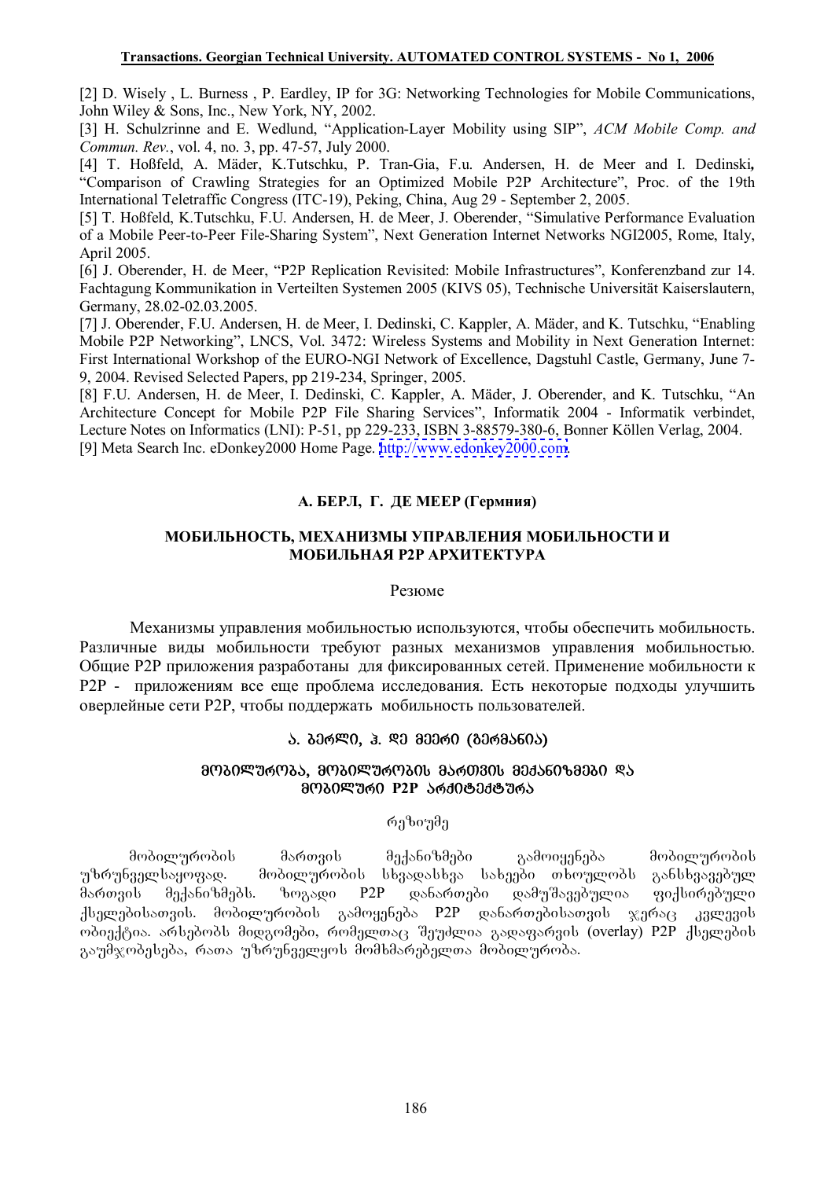[2] D. Wisely , L. Burness , P. Eardley, IP for 3G: Networking Technologies for Mobile Communications, John Wiley & Sons, Inc., New York, NY, 2002.

[3] H. Schulzrinne and E. Wedlund, "Application-Layer Mobility using SIP", *ACM Mobile Comp. and Commun. Rev.*, vol. 4, no. 3, pp. 47-57, July 2000.

[4] T. Hoßfeld, A. Mäder, K.Tutschku, P. Tran-Gia, F.u. Andersen, H. de Meer and I. Dedinski**,** "Comparison of Crawling Strategies for an Optimized Mobile P2P Architecture", Proc. of the 19th International Teletraffic Congress (ITC-19), Peking, China, Aug 29 - September 2, 2005.

[5] T. Hoßfeld, K.Tutschku, F.U. Andersen, H. de Meer, J. Oberender, "Simulative Performance Evaluation of a Mobile Peer-to-Peer File-Sharing System", Next Generation Internet Networks NGI2005, Rome, Italy, April 2005.

[6] J. Oberender, H. de Meer, "P2P Replication Revisited: Mobile Infrastructures", Konferenzband zur 14. Fachtagung Kommunikation in Verteilten Systemen 2005 (KIVS 05), Technische Universität Kaiserslautern, Germany, 28.02-02.03.2005.

[7] J. Oberender, F.U. Andersen, H. de Meer, I. Dedinski, C. Kappler, A. Mäder, and K. Tutschku, "Enabling Mobile P2P Networking", LNCS, Vol. 3472: Wireless Systems and Mobility in Next Generation Internet: First International Workshop of the EURO-NGI Network of Excellence, Dagstuhl Castle, Germany, June 7-9, 2004. Revised Selected Papers, pp 219-234, Springer, 2005.

[8] F.U. Andersen, H. de Meer, I. Dedinski, C. Kappler, A. Mäder, J. Oberender, and K. Tutschku, "An Architecture Concept for Mobile P2P File Sharing Services", Informatik 2004 - Informatik verbindet, Lecture Notes on Informatics (LNI): P-51, pp 229-233, ISBN 3-88579-380-6, Bonner Köllen Verlag, 2004.

[9] Meta Search Inc. eDonkey2000 Home Page. http://www.edonkey2000.com

**А. БЕРЛ, Г. ДЕ МЕЕР (Германия)**

## МОБИЛЬНОСТЬ, МЕХАНИЗМЫ УПРАВЛЕНИЯ МОБИЛЬНОСТИ И МОБИЛЬНАЯ P2P АРХИТЕКТУРА

Резюме

Механизмы управления мобильностью используются, чтобы обеспечить мобильность. Различные виды мобильности требуют разных механизмов управления мобильностью. Общие P2P приложения разработаны для фиксированных сетей. Применение мобильности к P2P - приложениям все еще проблема исследования. Есть некоторые подходы улучшить оверлейные сети P2P, чтобы поддержать мобильность пользователей.

**ა. ბერლი, ჰ. დე მეერი (გერმანია)**

## მობილურობა, მობილურობის მართვის მექანიზმები და მობილური P2P არქიტექტურა

რეზიუმე

მობილურობის მართვის მექანიზმები გამოიყენება მობილურობის უზრუნველსაყოფად. მობილურობის სხვადასხვა სახეები თხოულობს განსხვავებულ მართვის მექანიზმებს. ზოგადი P2P დანართები დამუშავებულია ფიქსირებული ქსელებისათვის. მობილურობის გამოყენება P2P დანართებისათვის ჯერაც კვლევის ობიექტია. არსებობს მიდგომები, რომელთაც შეუძლია გადაფარვის (overlay) P2P ქსელების გაუმჯობესება, რათა უზრუნველყოს მომხმარებელთა მობილურობა.